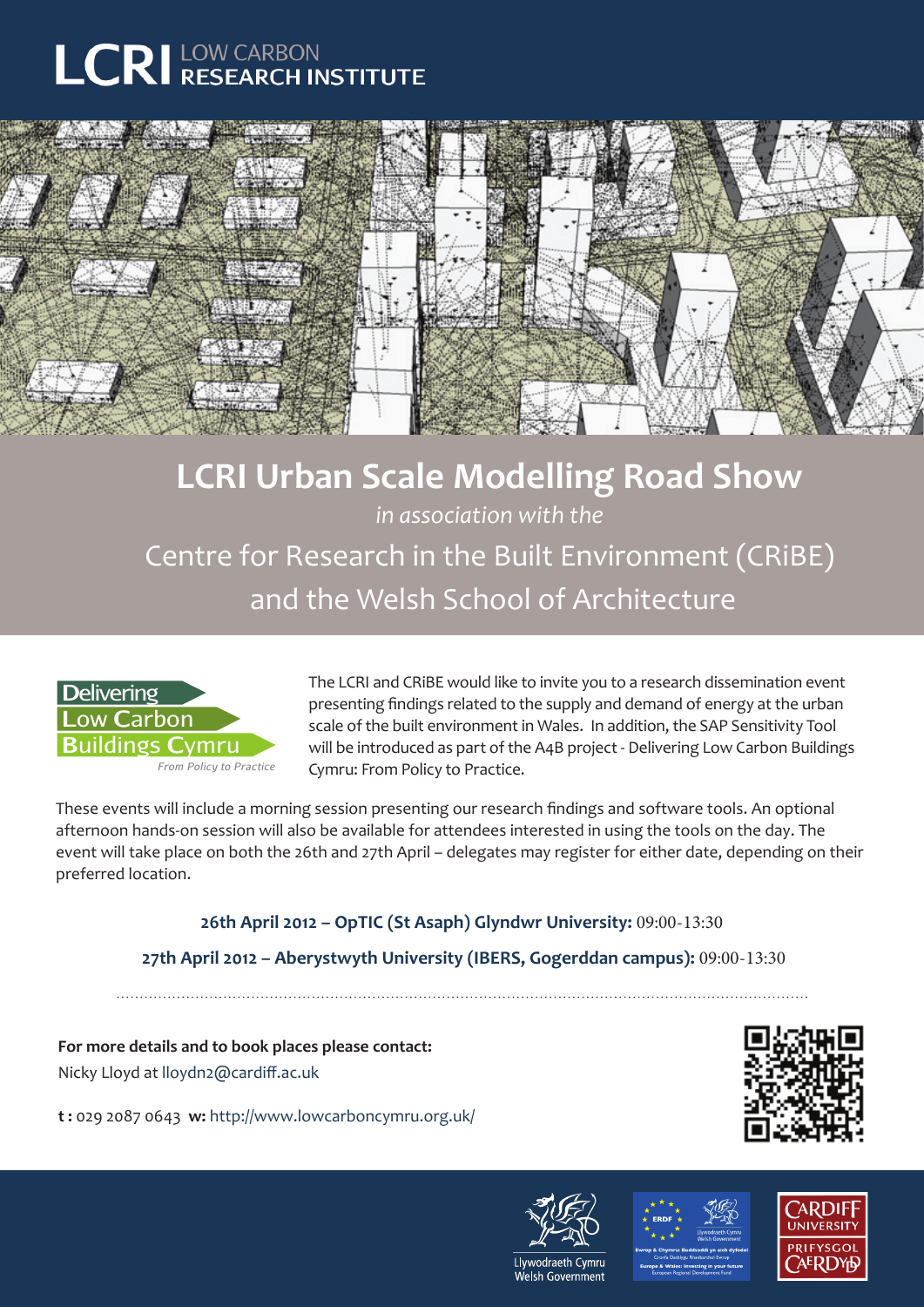LCRI LOW CARBON RESEARCH INSTITUTE

# LCRI Urban Scale Modelling Road Show

*in association with the*

## Centre for Research in the Built Environment (CRiBE) and the Welsh School of Architecture

Delivering Low Carbon Buildings Cymru

*From Policy to Practice*

The LCRI and CRiBE would like to invite you to a research dissemination event presenting findings related to the supply and demand of energy at the urban scale of the built environment in Wales. In addition, the SAP Sensitivity Tool will be introduced as part of the A4B project - Delivering Low Carbon Buildings Cymru: From Policy to Practice.

These events will include a morning session presenting our research findings and software tools. An optional afternoon hands-on session will also be available for attendees interested in using the tools on the day. The event will take place on both the 26th and 27th April – delegates may register for either date, depending on their preferred location.

**26th April 2012 – OpTIC (St Asaph) Glyndwr University:** 09:00-13:30

**27th April 2012 – Aberystwyth University (IBERS, Gogerddan campus):** 09:00-13:30

**For more details and to book places please contact:**
Nicky Lloyd at lloydn2@cardiff.ac.uk

**t :** 029 2087 0643 **w:** http://www.lowcarboncymru.org.uk/

Llywodraeth Cymru Welsh Government

ERDF – Ewrop & Chymru: Buddsoddi yn eich dyfodol – Europe & Wales: Investing in your future – European Regional Development Fund

Cardiff University – Prifysgol Caerdydd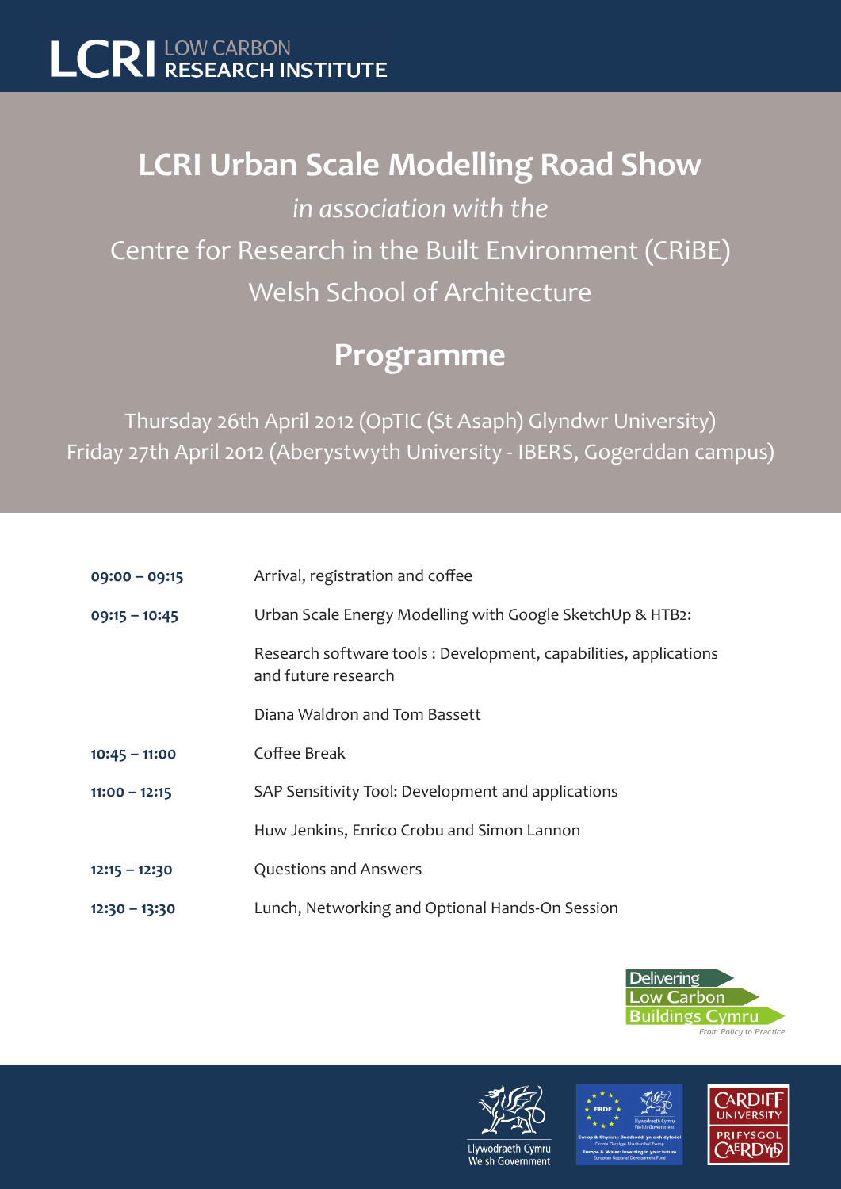LCRI LOW CARBON RESEARCH INSTITUTE

# LCRI Urban Scale Modelling Road Show

*in association with the*

Centre for Research in the Built Environment (CRiBE)

Welsh School of Architecture

## Programme

Thursday 26th April 2012 (OpTIC (St Asaph) Glyndwr University)

Friday 27th April 2012 (Aberystwyth University - IBERS, Gogerddan campus)

| | |
|---|---|
| **09:00 – 09:15** | Arrival, registration and coffee |
| **09:15 – 10:45** | Urban Scale Energy Modelling with Google SketchUp & HTB2: |
| | Research software tools : Development, capabilities, applications and future research |
| | Diana Waldron and Tom Bassett |
| **10:45 – 11:00** | Coffee Break |
| **11:00 – 12:15** | SAP Sensitivity Tool: Development and applications |
| | Huw Jenkins, Enrico Crobu and Simon Lannon |
| **12:15 – 12:30** | Questions and Answers |
| **12:30 – 13:30** | Lunch, Networking and Optional Hands-On Session |

Delivering Low Carbon Buildings Cymru

*From Policy to Practice*

Llywodraeth Cymru Welsh Government

ERDF – Ewrop & Chymru: Buddsoddi yn eich dyfodol – Europe & Wales: Investing in your future – European Regional Development Fund

Cardiff University – Prifysgol Caerdydd